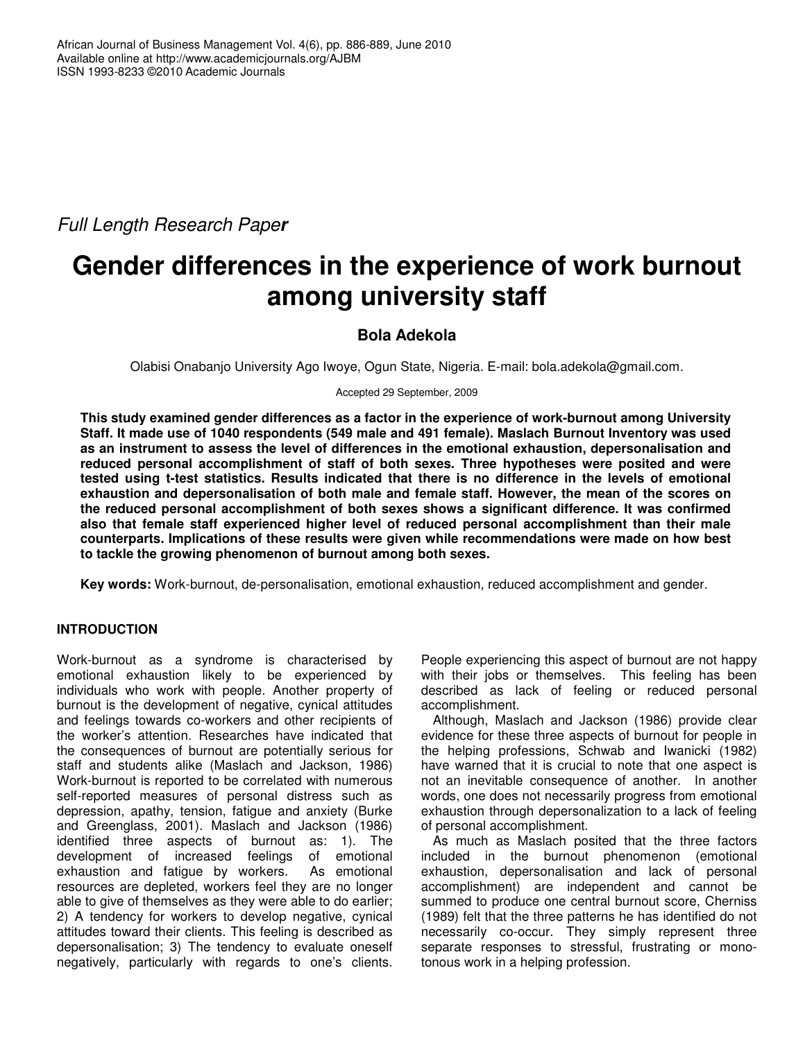*Full Length Research Paper*

# Gender differences in the experience of work burnout among university staff

**Bola Adekola**

Olabisi Onabanjo University Ago Iwoye, Ogun State, Nigeria. E-mail: bola.adekola@gmail.com.

Accepted 29 September, 2009

**This study examined gender differences as a factor in the experience of work-burnout among University Staff. It made use of 1040 respondents (549 male and 491 female). Maslach Burnout Inventory was used as an instrument to assess the level of differences in the emotional exhaustion, depersonalisation and reduced personal accomplishment of staff of both sexes. Three hypotheses were posited and were tested using t-test statistics. Results indicated that there is no difference in the levels of emotional exhaustion and depersonalisation of both male and female staff. However, the mean of the scores on the reduced personal accomplishment of both sexes shows a significant difference. It was confirmed also that female staff experienced higher level of reduced personal accomplishment than their male counterparts. Implications of these results were given while recommendations were made on how best to tackle the growing phenomenon of burnout among both sexes.**

**Key words:** Work-burnout, de-personalisation, emotional exhaustion, reduced accomplishment and gender.

## INTRODUCTION

Work-burnout as a syndrome is characterised by emotional exhaustion likely to be experienced by individuals who work with people. Another property of burnout is the development of negative, cynical attitudes and feelings towards co-workers and other recipients of the worker's attention. Researches have indicated that the consequences of burnout are potentially serious for staff and students alike (Maslach and Jackson, 1986) Work-burnout is reported to be correlated with numerous self-reported measures of personal distress such as depression, apathy, tension, fatigue and anxiety (Burke and Greenglass, 2001). Maslach and Jackson (1986) identified three aspects of burnout as: 1). The development of increased feelings of emotional exhaustion and fatigue by workers. As emotional resources are depleted, workers feel they are no longer able to give of themselves as they were able to do earlier; 2) A tendency for workers to develop negative, cynical attitudes toward their clients. This feeling is described as depersonalisation; 3) The tendency to evaluate oneself negatively, particularly with regards to one's clients. People experiencing this aspect of burnout are not happy with their jobs or themselves. This feeling has been described as lack of feeling or reduced personal accomplishment.

Although, Maslach and Jackson (1986) provide clear evidence for these three aspects of burnout for people in the helping professions, Schwab and Iwanicki (1982) have warned that it is crucial to note that one aspect is not an inevitable consequence of another. In another words, one does not necessarily progress from emotional exhaustion through depersonalization to a lack of feeling of personal accomplishment.

As much as Maslach posited that the three factors included in the burnout phenomenon (emotional exhaustion, depersonalisation and lack of personal accomplishment) are independent and cannot be summed to produce one central burnout score, Cherniss (1989) felt that the three patterns he has identified do not necessarily co-occur. They simply represent three separate responses to stressful, frustrating or monotonous work in a helping profession.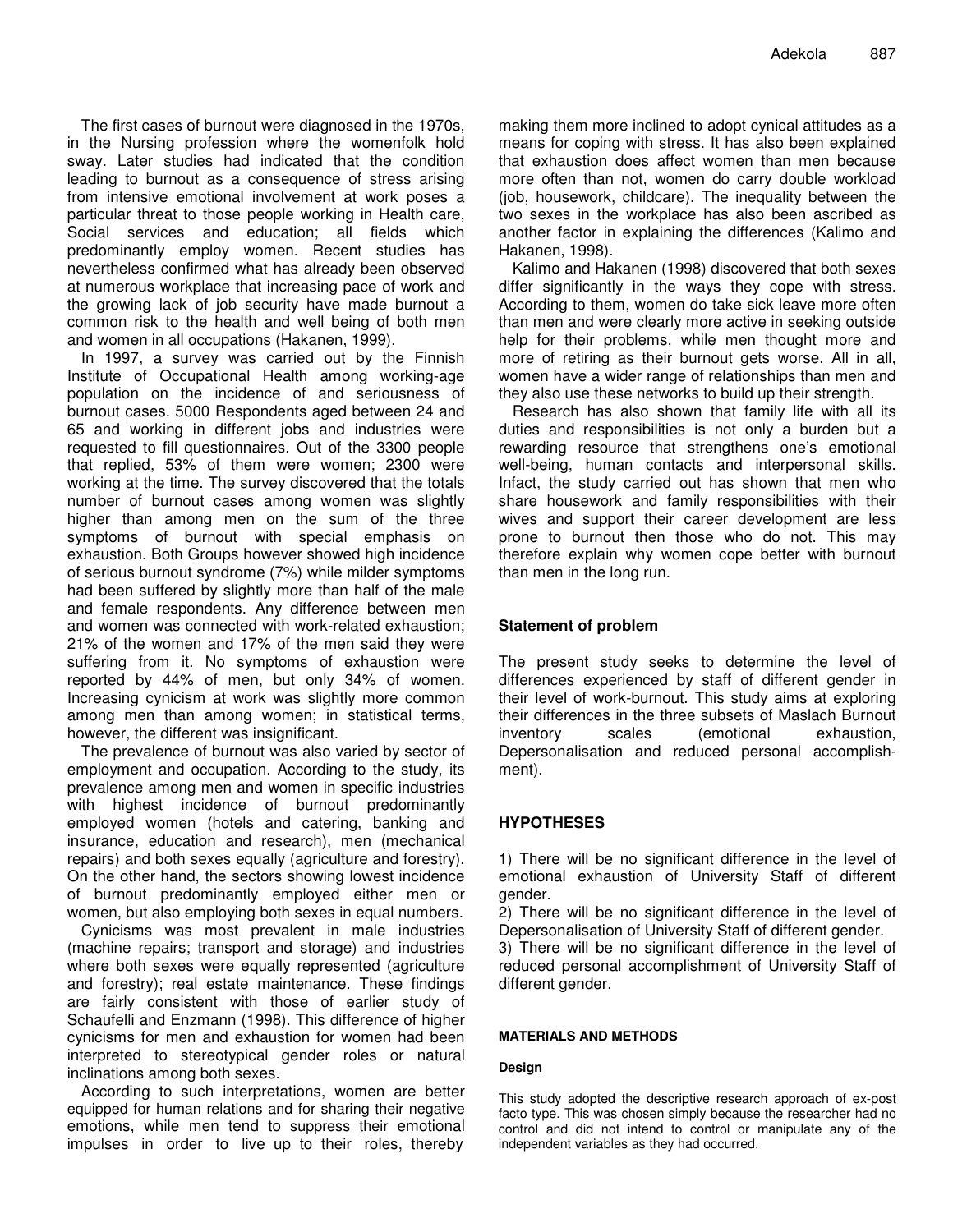The first cases of burnout were diagnosed in the 1970s, in the Nursing profession where the womenfolk hold sway. Later studies had indicated that the condition leading to burnout as a consequence of stress arising from intensive emotional involvement at work poses a particular threat to those people working in Health care, Social services and education; all fields which predominantly employ women. Recent studies has nevertheless confirmed what has already been observed at numerous workplace that increasing pace of work and the growing lack of job security have made burnout a common risk to the health and well being of both men and women in all occupations (Hakanen, 1999).

In 1997, a survey was carried out by the Finnish Institute of Occupational Health among working-age population on the incidence of and seriousness of burnout cases. 5000 Respondents aged between 24 and 65 and working in different jobs and industries were requested to fill questionnaires. Out of the 3300 people that replied, 53% of them were women; 2300 were working at the time. The survey discovered that the totals number of burnout cases among women was slightly higher than among men on the sum of the three symptoms of burnout with special emphasis on exhaustion. Both Groups however showed high incidence of serious burnout syndrome (7%) while milder symptoms had been suffered by slightly more than half of the male and female respondents. Any difference between men and women was connected with work-related exhaustion; 21% of the women and 17% of the men said they were suffering from it. No symptoms of exhaustion were reported by 44% of men, but only 34% of women. Increasing cynicism at work was slightly more common among men than among women; in statistical terms, however, the different was insignificant.

The prevalence of burnout was also varied by sector of employment and occupation. According to the study, its prevalence among men and women in specific industries with highest incidence of burnout predominantly employed women (hotels and catering, banking and insurance, education and research), men (mechanical repairs) and both sexes equally (agriculture and forestry). On the other hand, the sectors showing lowest incidence of burnout predominantly employed either men or women, but also employing both sexes in equal numbers.

Cynicisms was most prevalent in male industries (machine repairs; transport and storage) and industries where both sexes were equally represented (agriculture and forestry); real estate maintenance. These findings are fairly consistent with those of earlier study of Schaufelli and Enzmann (1998). This difference of higher cynicisms for men and exhaustion for women had been interpreted to stereotypical gender roles or natural inclinations among both sexes.

According to such interpretations, women are better equipped for human relations and for sharing their negative emotions, while men tend to suppress their emotional impulses in order to live up to their roles, thereby making them more inclined to adopt cynical attitudes as a means for coping with stress. It has also been explained that exhaustion does affect women than men because more often than not, women do carry double workload (job, housework, childcare). The inequality between the two sexes in the workplace has also been ascribed as another factor in explaining the differences (Kalimo and Hakanen, 1998).

Kalimo and Hakanen (1998) discovered that both sexes differ significantly in the ways they cope with stress. According to them, women do take sick leave more often than men and were clearly more active in seeking outside help for their problems, while men thought more and more of retiring as their burnout gets worse. All in all, women have a wider range of relationships than men and they also use these networks to build up their strength.

Research has also shown that family life with all its duties and responsibilities is not only a burden but a rewarding resource that strengthens one's emotional well-being, human contacts and interpersonal skills. Infact, the study carried out has shown that men who share housework and family responsibilities with their wives and support their career development are less prone to burnout then those who do not. This may therefore explain why women cope better with burnout than men in the long run.

## Statement of problem

The present study seeks to determine the level of differences experienced by staff of different gender in their level of work-burnout. This study aims at exploring their differences in the three subsets of Maslach Burnout inventory scales (emotional exhaustion, Depersonalisation and reduced personal accomplishment).

## HYPOTHESES

1) There will be no significant difference in the level of emotional exhaustion of University Staff of different gender.
2) There will be no significant difference in the level of Depersonalisation of University Staff of different gender.
3) There will be no significant difference in the level of reduced personal accomplishment of University Staff of different gender.

## MATERIALS AND METHODS

### Design

This study adopted the descriptive research approach of ex-post facto type. This was chosen simply because the researcher had no control and did not intend to control or manipulate any of the independent variables as they had occurred.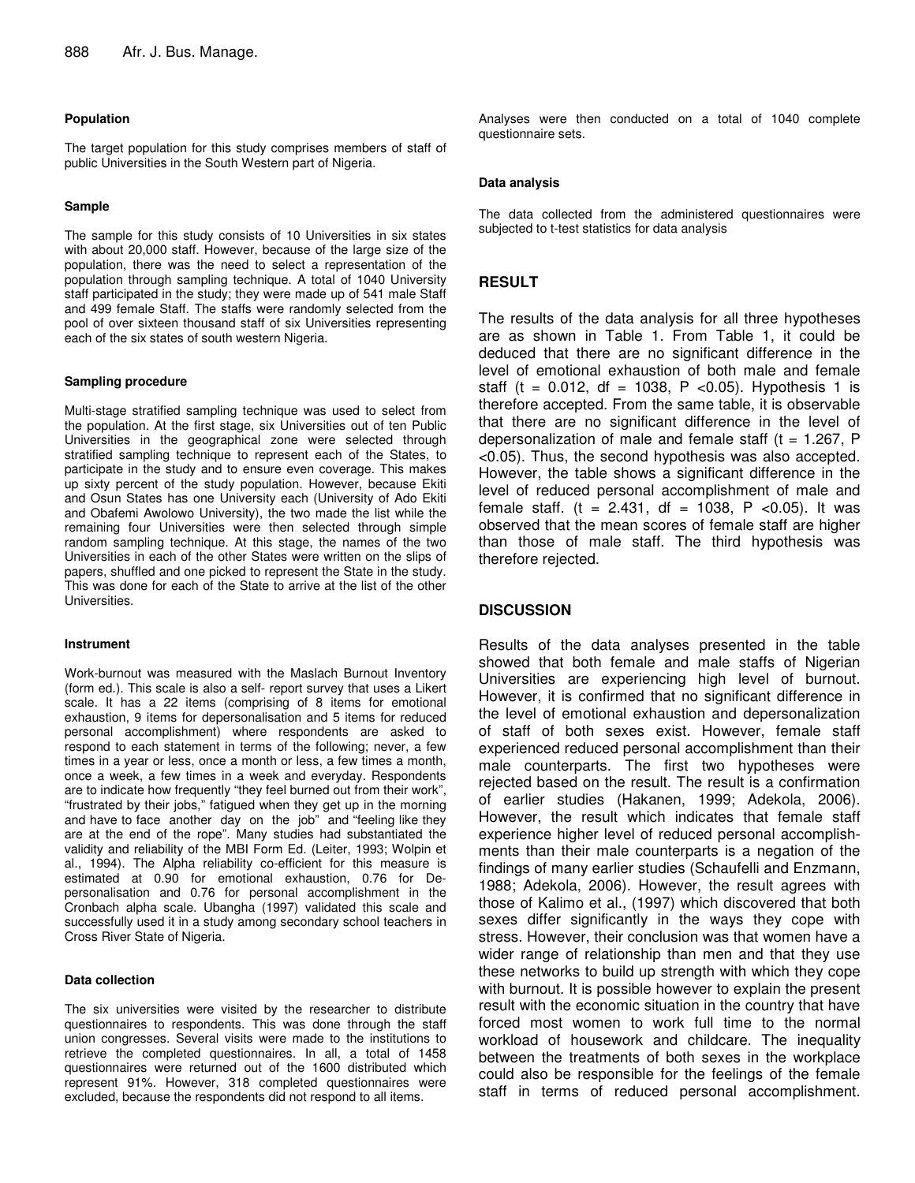### Population

The target population for this study comprises members of staff of public Universities in the South Western part of Nigeria.

### Sample

The sample for this study consists of 10 Universities in six states with about 20,000 staff. However, because of the large size of the population, there was the need to select a representation of the population through sampling technique. A total of 1040 University staff participated in the study; they were made up of 541 male Staff and 499 female Staff. The staffs were randomly selected from the pool of over sixteen thousand staff of six Universities representing each of the six states of south western Nigeria.

### Sampling procedure

Multi-stage stratified sampling technique was used to select from the population. At the first stage, six Universities out of ten Public Universities in the geographical zone were selected through stratified sampling technique to represent each of the States, to participate in the study and to ensure even coverage. This makes up sixty percent of the study population. However, because Ekiti and Osun States has one University each (University of Ado Ekiti and Obafemi Awolowo University), the two made the list while the remaining four Universities were then selected through simple random sampling technique. At this stage, the names of the two Universities in each of the other States were written on the slips of papers, shuffled and one picked to represent the State in the study. This was done for each of the State to arrive at the list of the other Universities.

### Instrument

Work-burnout was measured with the Maslach Burnout Inventory (form ed.). This scale is also a self- report survey that uses a Likert scale. It has a 22 items (comprising of 8 items for emotional exhaustion, 9 items for depersonalisation and 5 items for reduced personal accomplishment) where respondents are asked to respond to each statement in terms of the following; never, a few times in a year or less, once a month or less, a few times a month, once a week, a few times in a week and everyday. Respondents are to indicate how frequently "they feel burned out from their work", "frustrated by their jobs," fatigued when they get up in the morning and have to face another day on the job" and "feeling like they are at the end of the rope". Many studies had substantiated the validity and reliability of the MBI Form Ed. (Leiter, 1993; Wolpin et al., 1994). The Alpha reliability co-efficient for this measure is estimated at 0.90 for emotional exhaustion, 0.76 for De-personalisation and 0.76 for personal accomplishment in the Cronbach alpha scale. Ubangha (1997) validated this scale and successfully used it in a study among secondary school teachers in Cross River State of Nigeria.

### Data collection

The six universities were visited by the researcher to distribute questionnaires to respondents. This was done through the staff union congresses. Several visits were made to the institutions to retrieve the completed questionnaires. In all, a total of 1458 questionnaires were returned out of the 1600 distributed which represent 91%. However, 318 completed questionnaires were excluded, because the respondents did not respond to all items. Analyses were then conducted on a total of 1040 complete questionnaire sets.

### Data analysis

The data collected from the administered questionnaires were subjected to t-test statistics for data analysis

## RESULT

The results of the data analysis for all three hypotheses are as shown in Table 1. From Table 1, it could be deduced that there are no significant difference in the level of emotional exhaustion of both male and female staff ($t = 0.012$, $df = 1038$, $P < 0.05$). Hypothesis 1 is therefore accepted. From the same table, it is observable that there are no significant difference in the level of depersonalization of male and female staff ($t = 1.267$, $P < 0.05$). Thus, the second hypothesis was also accepted. However, the table shows a significant difference in the level of reduced personal accomplishment of male and female staff. ($t = 2.431$, $df = 1038$, $P < 0.05$). It was observed that the mean scores of female staff are higher than those of male staff. The third hypothesis was therefore rejected.

## DISCUSSION

Results of the data analyses presented in the table showed that both female and male staffs of Nigerian Universities are experiencing high level of burnout. However, it is confirmed that no significant difference in the level of emotional exhaustion and depersonalization of staff of both sexes exist. However, female staff experienced reduced personal accomplishment than their male counterparts. The first two hypotheses were rejected based on the result. The result is a confirmation of earlier studies (Hakanen, 1999; Adekola, 2006). However, the result which indicates that female staff experience higher level of reduced personal accomplishments than their male counterparts is a negation of the findings of many earlier studies (Schaufelli and Enzmann, 1988; Adekola, 2006). However, the result agrees with those of Kalimo et al., (1997) which discovered that both sexes differ significantly in the ways they cope with stress. However, their conclusion was that women have a wider range of relationship than men and that they use these networks to build up strength with which they cope with burnout. It is possible however to explain the present result with the economic situation in the country that have forced most women to work full time to the normal workload of housework and childcare. The inequality between the treatments of both sexes in the workplace could also be responsible for the feelings of the female staff in terms of reduced personal accomplishment.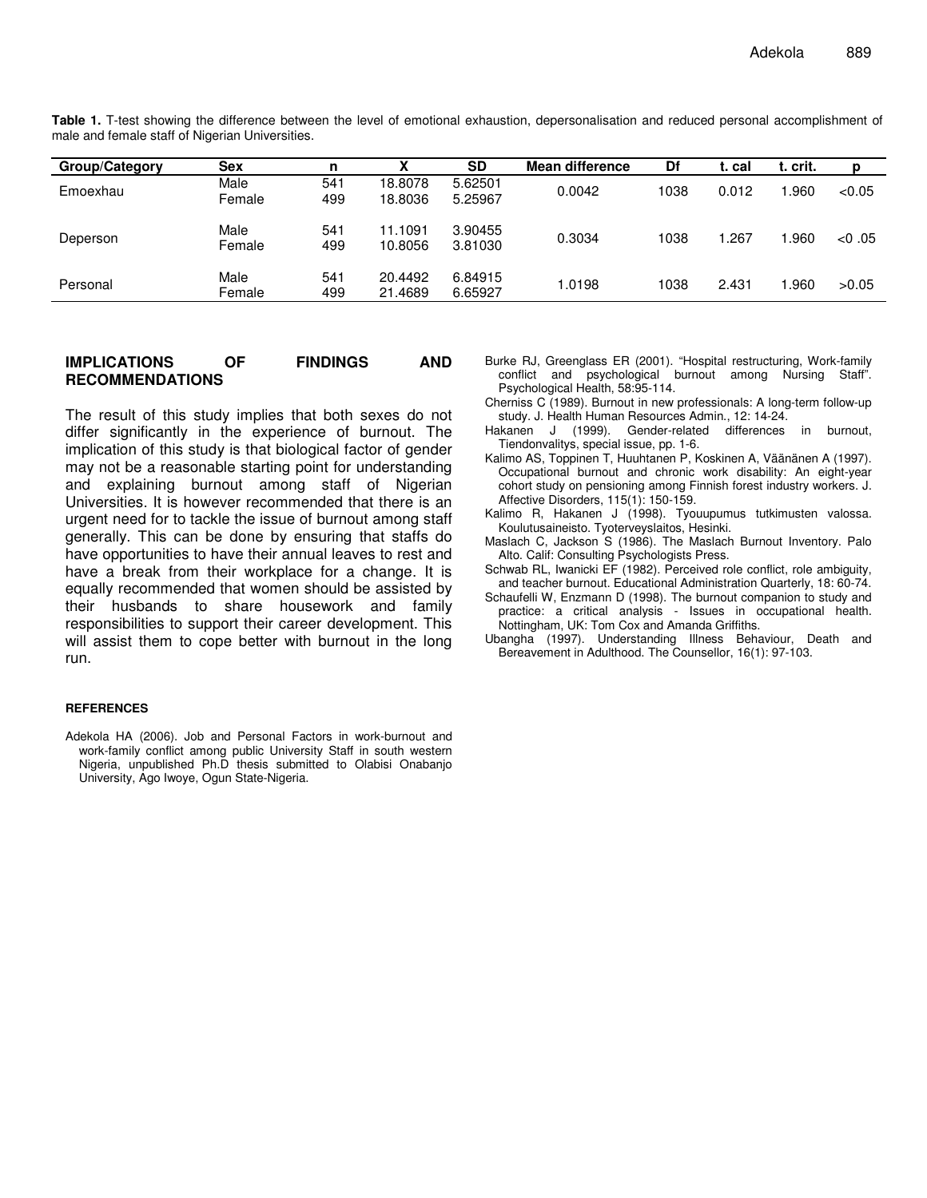**Table 1.** T-test showing the difference between the level of emotional exhaustion, depersonalisation and reduced personal accomplishment of male and female staff of Nigerian Universities.

| Group/Category | Sex | n | X | SD | Mean difference | Df | t. cal | t. crit. | p |
|---|---|---|---|---|---|---|---|---|---|
| Emoexhau | Male | 541 | 18.8078 | 5.62501 | 0.0042 | 1038 | 0.012 | 1.960 | <0.05 |
| | Female | 499 | 18.8036 | 5.25967 | | | | | |
| Deperson | Male | 541 | 11.1091 | 3.90455 | 0.3034 | 1038 | 1.267 | 1.960 | <0 .05 |
| | Female | 499 | 10.8056 | 3.81030 | | | | | |
| Personal | Male | 541 | 20.4492 | 6.84915 | 1.0198 | 1038 | 2.431 | 1.960 | >0.05 |
| | Female | 499 | 21.4689 | 6.65927 | | | | | |

## IMPLICATIONS OF FINDINGS AND RECOMMENDATIONS

The result of this study implies that both sexes do not differ significantly in the experience of burnout. The implication of this study is that biological factor of gender may not be a reasonable starting point for understanding and explaining burnout among staff of Nigerian Universities. It is however recommended that there is an urgent need for to tackle the issue of burnout among staff generally. This can be done by ensuring that staffs do have opportunities to have their annual leaves to rest and have a break from their workplace for a change. It is equally recommended that women should be assisted by their husbands to share housework and family responsibilities to support their career development. This will assist them to cope better with burnout in the long run.

#### REFERENCES

Adekola HA (2006). Job and Personal Factors in work-burnout and work-family conflict among public University Staff in south western Nigeria, unpublished Ph.D thesis submitted to Olabisi Onabanjo University, Ago Iwoye, Ogun State-Nigeria.

Burke RJ, Greenglass ER (2001). "Hospital restructuring, Work-family conflict and psychological burnout among Nursing Staff". Psychological Health, 58:95-114.

Cherniss C (1989). Burnout in new professionals: A long-term follow-up study. J. Health Human Resources Admin., 12: 14-24.

Hakanen J (1999). Gender-related differences in burnout, Tiendonvalitys, special issue, pp. 1-6.

Kalimo AS, Toppinen T, Huuhtanen P, Koskinen A, Väänänen A (1997). Occupational burnout and chronic work disability: An eight-year cohort study on pensioning among Finnish forest industry workers. J. Affective Disorders, 115(1): 150-159.

Kalimo R, Hakanen J (1998). Tyouupumus tutkimusten valossa. Koulutusaineisto. Tyoterveyslaitos, Hesinki.

Maslach C, Jackson S (1986). The Maslach Burnout Inventory. Palo Alto. Calif: Consulting Psychologists Press.

Schwab RL, Iwanicki EF (1982). Perceived role conflict, role ambiguity, and teacher burnout. Educational Administration Quarterly, 18: 60-74.

Schaufelli W, Enzmann D (1998). The burnout companion to study and practice: a critical analysis - Issues in occupational health. Nottingham, UK: Tom Cox and Amanda Griffiths.

Ubangha (1997). Understanding Illness Behaviour, Death and Bereavement in Adulthood. The Counsellor, 16(1): 97-103.